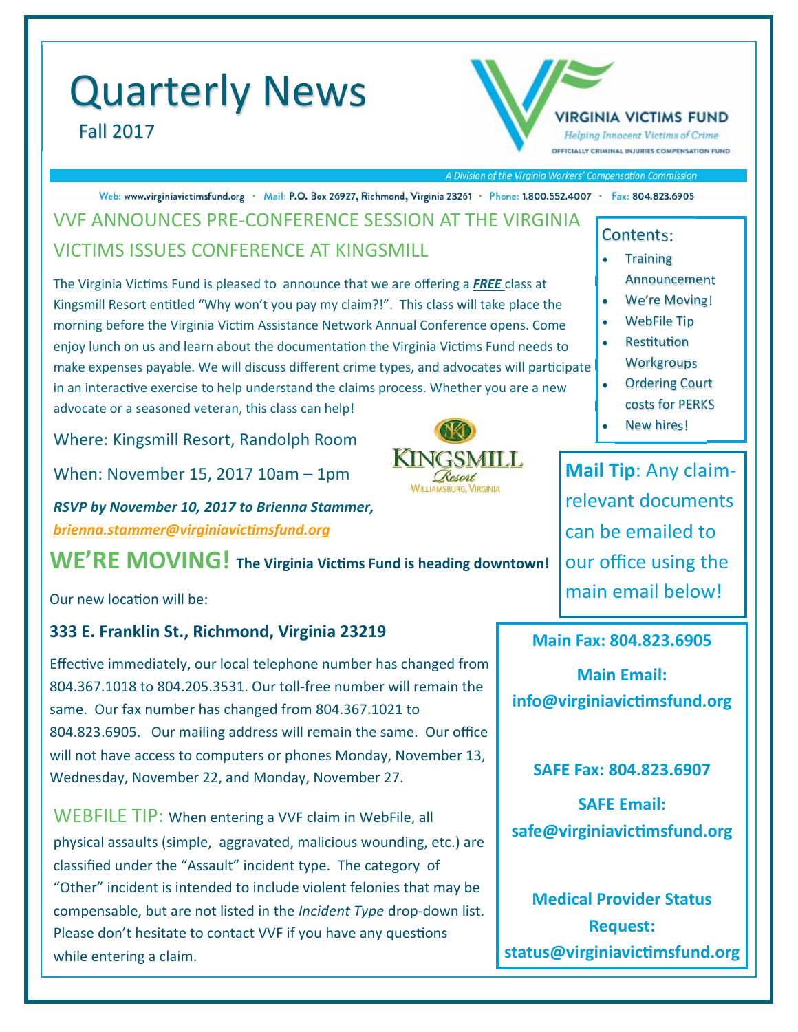# Quarterly News

Fall 2017

**VIRGINIA VICTIMS FUND**

*Helping Innocent Victims of Crime*

OFFICIALLY CRIMINAL INJURIES COMPENSATION FUND

*A Division of the Virginia Workers' Compensation Commission*

Web: www.virginiavictimsfund.org · Mail: P.O. Box 26927, Richmond, Virginia 23261 · Phone: 1.800.552.4007 · Fax: 804.823.6905

## VVF ANNOUNCES PRE-CONFERENCE SESSION AT THE VIRGINIA VICTIMS ISSUES CONFERENCE AT KINGSMILL

The Virginia Victims Fund is pleased to announce that we are offering a ***FREE*** class at Kingsmill Resort entitled "Why won't you pay my claim?!". This class will take place the morning before the Virginia Victim Assistance Network Annual Conference opens. Come enjoy lunch on us and learn about the documentation the Virginia Victims Fund needs to make expenses payable. We will discuss different crime types, and advocates will participate in an interactive exercise to help understand the claims process. Whether you are a new advocate or a seasoned veteran, this class can help!

Where: Kingsmill Resort, Randolph Room

When: November 15, 2017 10am – 1pm

***RSVP by November 10, 2017 to Brienna Stammer,***
***brienna.stammer@virginiavictimsfund.org***

## WE'RE MOVING! **The Virginia Victims Fund is heading downtown!**

Our new location will be:

**333 E. Franklin St., Richmond, Virginia 23219**

Effective immediately, our local telephone number has changed from 804.367.1018 to 804.205.3531. Our toll-free number will remain the same. Our fax number has changed from 804.367.1021 to 804.823.6905. Our mailing address will remain the same. Our office will not have access to computers or phones Monday, November 13, Wednesday, November 22, and Monday, November 27.

## WEBFILE TIP:

When entering a VVF claim in WebFile, all physical assaults (simple, aggravated, malicious wounding, etc.) are classified under the "Assault" incident type. The category of "Other" incident is intended to include violent felonies that may be compensable, but are not listed in the *Incident Type* drop-down list. Please don't hesitate to contact VVF if you have any questions while entering a claim.

### Contents:

- Training Announcement
- We're Moving!
- WebFile Tip
- Restitution Workgroups
- Ordering Court costs for PERKS
- New hires!

**Mail Tip**: Any claim-relevant documents can be emailed to our office using the main email below!

**Main Fax: 804.823.6905**

**Main Email: info@virginiavictimsfund.org**

**SAFE Fax: 804.823.6907**

**SAFE Email: safe@virginiavictimsfund.org**

**Medical Provider Status Request: status@virginiavictimsfund.org**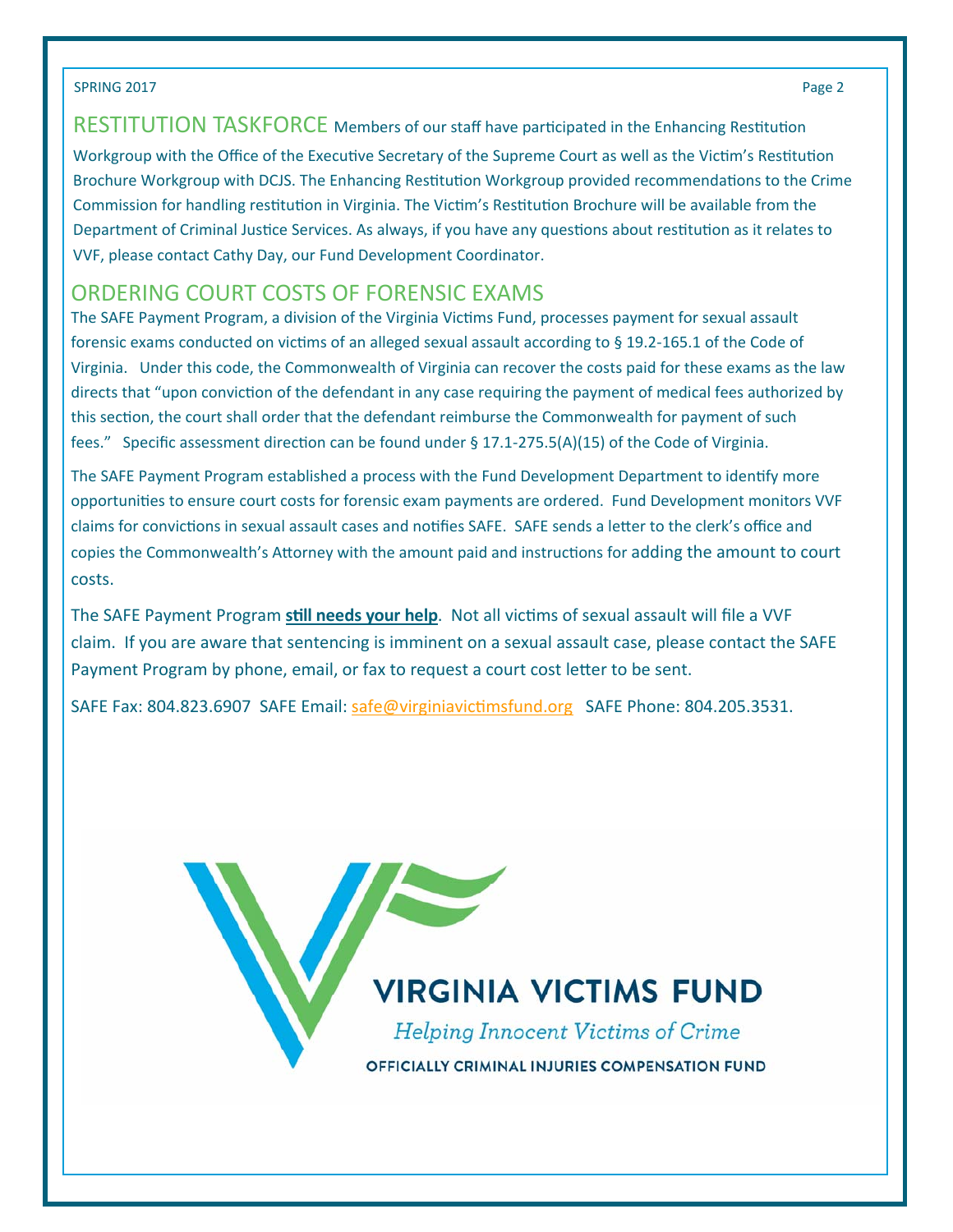## RESTITUTION TASKFORCE

Members of our staff have participated in the Enhancing Restitution Workgroup with the Office of the Executive Secretary of the Supreme Court as well as the Victim's Restitution Brochure Workgroup with DCJS. The Enhancing Restitution Workgroup provided recommendations to the Crime Commission for handling restitution in Virginia. The Victim's Restitution Brochure will be available from the Department of Criminal Justice Services. As always, if you have any questions about restitution as it relates to VVF, please contact Cathy Day, our Fund Development Coordinator.

## ORDERING COURT COSTS OF FORENSIC EXAMS

The SAFE Payment Program, a division of the Virginia Victims Fund, processes payment for sexual assault forensic exams conducted on victims of an alleged sexual assault according to § 19.2-165.1 of the Code of Virginia. Under this code, the Commonwealth of Virginia can recover the costs paid for these exams as the law directs that "upon conviction of the defendant in any case requiring the payment of medical fees authorized by this section, the court shall order that the defendant reimburse the Commonwealth for payment of such fees." Specific assessment direction can be found under § 17.1-275.5(A)(15) of the Code of Virginia.

The SAFE Payment Program established a process with the Fund Development Department to identify more opportunities to ensure court costs for forensic exam payments are ordered. Fund Development monitors VVF claims for convictions in sexual assault cases and notifies SAFE. SAFE sends a letter to the clerk's office and copies the Commonwealth's Attorney with the amount paid and instructions for adding the amount to court costs.

The SAFE Payment Program **still needs your help**. Not all victims of sexual assault will file a VVF claim. If you are aware that sentencing is imminent on a sexual assault case, please contact the SAFE Payment Program by phone, email, or fax to request a court cost letter to be sent.

SAFE Fax: 804.823.6907 SAFE Email: safe@virginiavictimsfund.org SAFE Phone: 804.205.3531.

VIRGINIA VICTIMS FUND

*Helping Innocent Victims of Crime*

OFFICIALLY CRIMINAL INJURIES COMPENSATION FUND